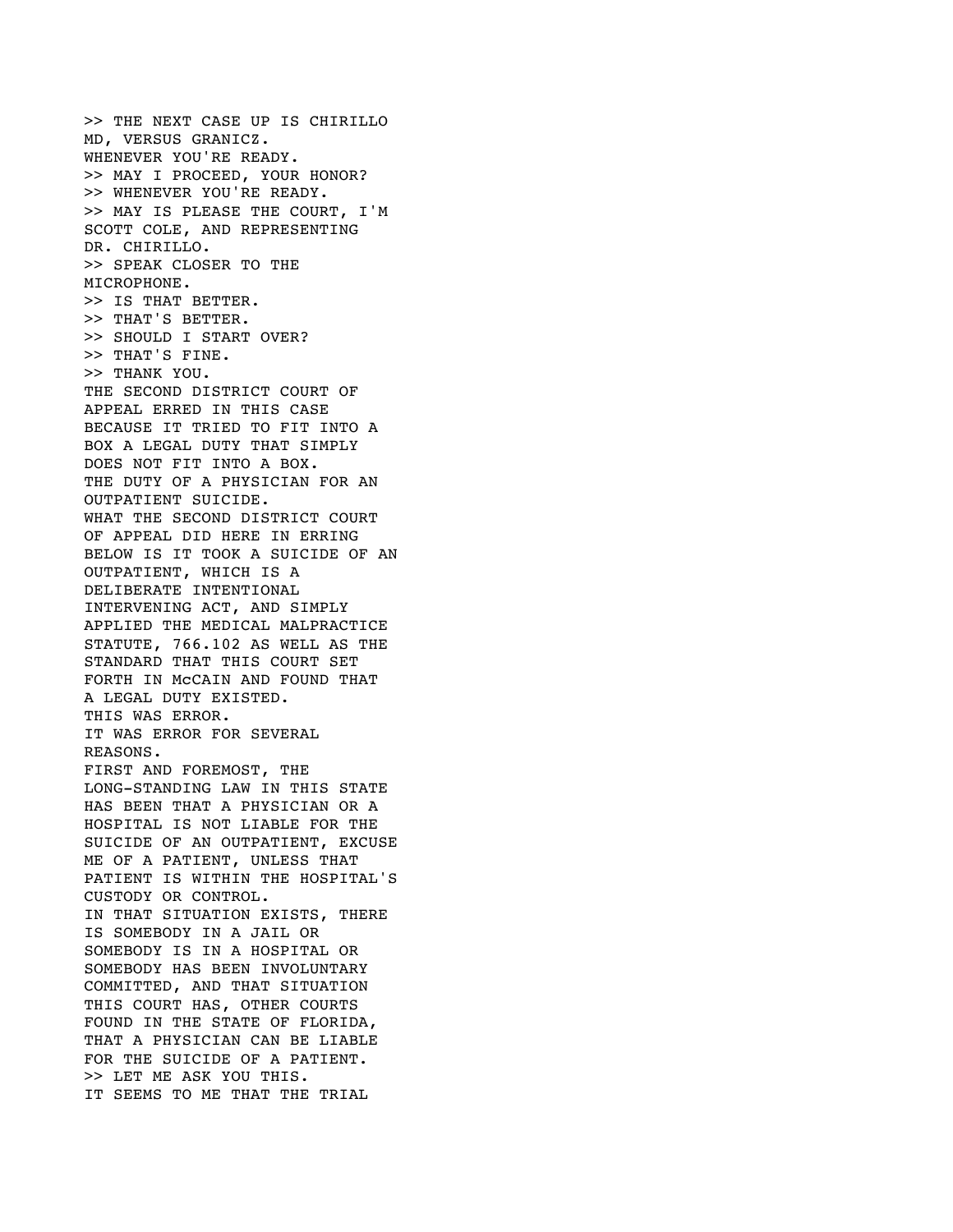>> THE NEXT CASE UP IS CHIRILLO MD, VERSUS GRANICZ.
WHENEVER YOU'RE READY.
>> MAY I PROCEED, YOUR HONOR?
>> WHENEVER YOU'RE READY.
>> MAY IS PLEASE THE COURT, I'M SCOTT COLE, AND REPRESENTING DR. CHIRILLO.
>> SPEAK CLOSER TO THE MICROPHONE.
>> IS THAT BETTER.
>> THAT'S BETTER.
>> SHOULD I START OVER?
>> THAT'S FINE.
>> THANK YOU.
THE SECOND DISTRICT COURT OF APPEAL ERRED IN THIS CASE BECAUSE IT TRIED TO FIT INTO A BOX A LEGAL DUTY THAT SIMPLY DOES NOT FIT INTO A BOX.
THE DUTY OF A PHYSICIAN FOR AN OUTPATIENT SUICIDE.
WHAT THE SECOND DISTRICT COURT OF APPEAL DID HERE IN ERRING BELOW IS IT TOOK A SUICIDE OF AN OUTPATIENT, WHICH IS A DELIBERATE INTENTIONAL INTERVENING ACT, AND SIMPLY APPLIED THE MEDICAL MALPRACTICE STATUTE, 766.102 AS WELL AS THE STANDARD THAT THIS COURT SET FORTH IN McCAIN AND FOUND THAT A LEGAL DUTY EXISTED.
THIS WAS ERROR.
IT WAS ERROR FOR SEVERAL REASONS.
FIRST AND FOREMOST, THE LONG-STANDING LAW IN THIS STATE HAS BEEN THAT A PHYSICIAN OR A HOSPITAL IS NOT LIABLE FOR THE SUICIDE OF AN OUTPATIENT, EXCUSE ME OF A PATIENT, UNLESS THAT PATIENT IS WITHIN THE HOSPITAL'S CUSTODY OR CONTROL.
IN THAT SITUATION EXISTS, THERE IS SOMEBODY IN A JAIL OR SOMEBODY IS IN A HOSPITAL OR SOMEBODY HAS BEEN INVOLUNTARY COMMITTED, AND THAT SITUATION THIS COURT HAS, OTHER COURTS FOUND IN THE STATE OF FLORIDA, THAT A PHYSICIAN CAN BE LIABLE FOR THE SUICIDE OF A PATIENT.
>> LET ME ASK YOU THIS.
IT SEEMS TO ME THAT THE TRIAL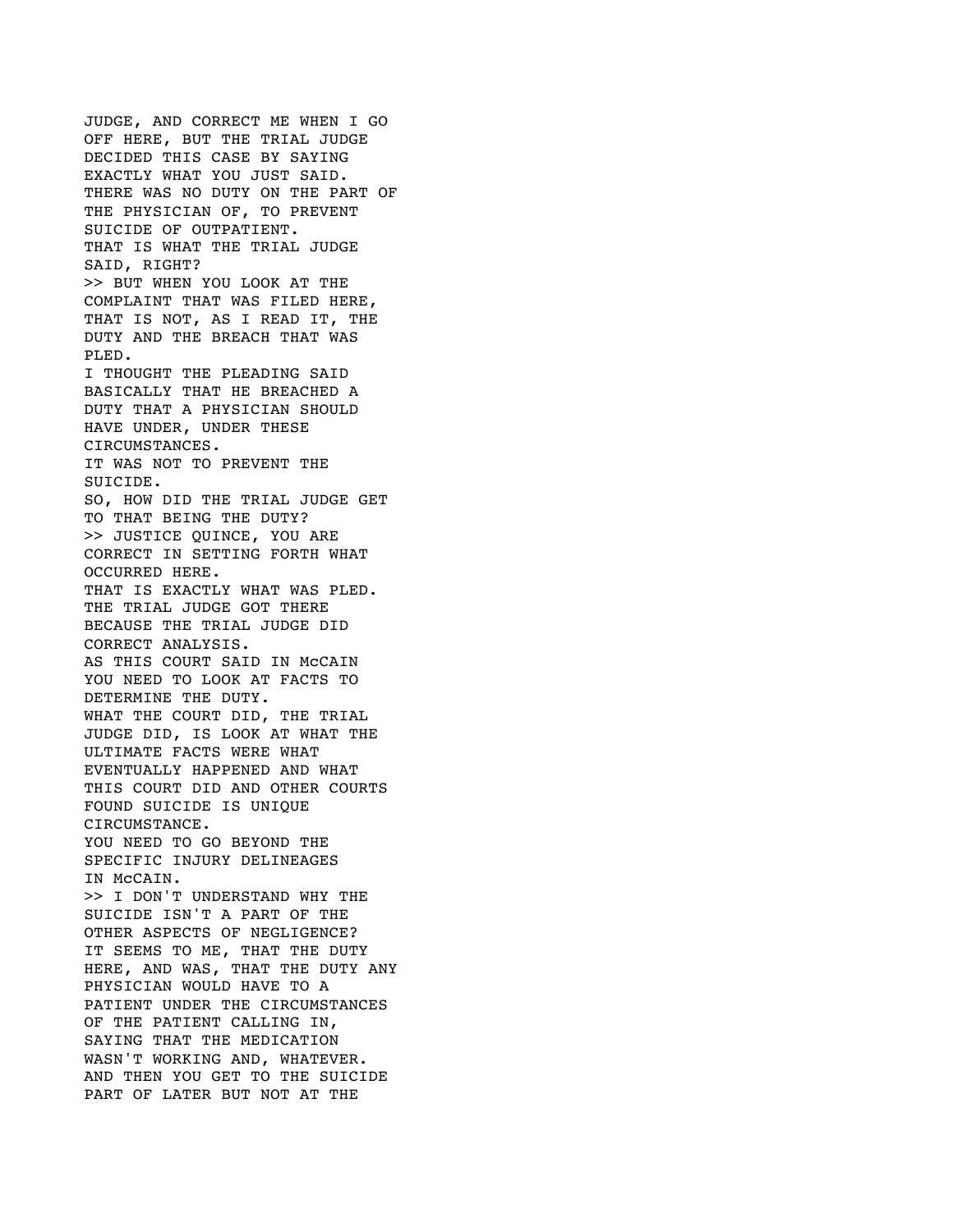JUDGE, AND CORRECT ME WHEN I GO OFF HERE, BUT THE TRIAL JUDGE DECIDED THIS CASE BY SAYING EXACTLY WHAT YOU JUST SAID.
THERE WAS NO DUTY ON THE PART OF THE PHYSICIAN OF, TO PREVENT SUICIDE OF OUTPATIENT.
THAT IS WHAT THE TRIAL JUDGE SAID, RIGHT?
>> BUT WHEN YOU LOOK AT THE COMPLAINT THAT WAS FILED HERE, THAT IS NOT, AS I READ IT, THE DUTY AND THE BREACH THAT WAS PLED.
I THOUGHT THE PLEADING SAID BASICALLY THAT HE BREACHED A DUTY THAT A PHYSICIAN SHOULD HAVE UNDER, UNDER THESE CIRCUMSTANCES.
IT WAS NOT TO PREVENT THE SUICIDE.
SO, HOW DID THE TRIAL JUDGE GET TO THAT BEING THE DUTY?
>> JUSTICE QUINCE, YOU ARE CORRECT IN SETTING FORTH WHAT OCCURRED HERE.
THAT IS EXACTLY WHAT WAS PLED.
THE TRIAL JUDGE GOT THERE BECAUSE THE TRIAL JUDGE DID CORRECT ANALYSIS.
AS THIS COURT SAID IN McCAIN YOU NEED TO LOOK AT FACTS TO DETERMINE THE DUTY.
WHAT THE COURT DID, THE TRIAL JUDGE DID, IS LOOK AT WHAT THE ULTIMATE FACTS WERE WHAT EVENTUALLY HAPPENED AND WHAT THIS COURT DID AND OTHER COURTS FOUND SUICIDE IS UNIQUE CIRCUMSTANCE.
YOU NEED TO GO BEYOND THE SPECIFIC INJURY DELINEAGES IN McCAIN.
>> I DON'T UNDERSTAND WHY THE SUICIDE ISN'T A PART OF THE OTHER ASPECTS OF NEGLIGENCE?
IT SEEMS TO ME, THAT THE DUTY HERE, AND WAS, THAT THE DUTY ANY PHYSICIAN WOULD HAVE TO A PATIENT UNDER THE CIRCUMSTANCES OF THE PATIENT CALLING IN, SAYING THAT THE MEDICATION WASN'T WORKING AND, WHATEVER.
AND THEN YOU GET TO THE SUICIDE PART OF LATER BUT NOT AT THE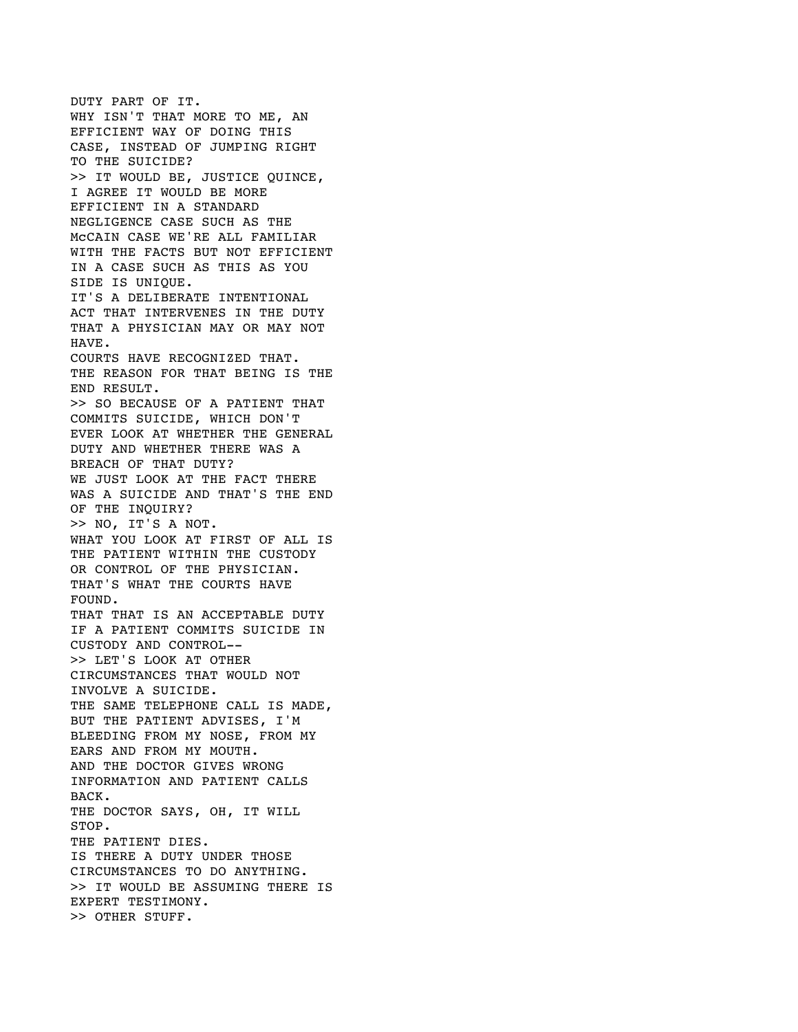DUTY PART OF IT.
WHY ISN'T THAT MORE TO ME, AN EFFICIENT WAY OF DOING THIS CASE, INSTEAD OF JUMPING RIGHT TO THE SUICIDE?
>> IT WOULD BE, JUSTICE QUINCE, I AGREE IT WOULD BE MORE EFFICIENT IN A STANDARD NEGLIGENCE CASE SUCH AS THE McCAIN CASE WE'RE ALL FAMILIAR WITH THE FACTS BUT NOT EFFICIENT IN A CASE SUCH AS THIS AS YOU SIDE IS UNIQUE.
IT'S A DELIBERATE INTENTIONAL ACT THAT INTERVENES IN THE DUTY THAT A PHYSICIAN MAY OR MAY NOT HAVE.
COURTS HAVE RECOGNIZED THAT.
THE REASON FOR THAT BEING IS THE END RESULT.
>> SO BECAUSE OF A PATIENT THAT COMMITS SUICIDE, WHICH DON'T EVER LOOK AT WHETHER THE GENERAL DUTY AND WHETHER THERE WAS A BREACH OF THAT DUTY?
WE JUST LOOK AT THE FACT THERE WAS A SUICIDE AND THAT'S THE END OF THE INQUIRY?
>> NO, IT'S A NOT.
WHAT YOU LOOK AT FIRST OF ALL IS THE PATIENT WITHIN THE CUSTODY OR CONTROL OF THE PHYSICIAN.
THAT'S WHAT THE COURTS HAVE FOUND.
THAT THAT IS AN ACCEPTABLE DUTY IF A PATIENT COMMITS SUICIDE IN CUSTODY AND CONTROL--
>> LET'S LOOK AT OTHER CIRCUMSTANCES THAT WOULD NOT INVOLVE A SUICIDE.
THE SAME TELEPHONE CALL IS MADE, BUT THE PATIENT ADVISES, I'M BLEEDING FROM MY NOSE, FROM MY EARS AND FROM MY MOUTH.
AND THE DOCTOR GIVES WRONG INFORMATION AND PATIENT CALLS BACK.
THE DOCTOR SAYS, OH, IT WILL STOP.
THE PATIENT DIES.
IS THERE A DUTY UNDER THOSE CIRCUMSTANCES TO DO ANYTHING.
>> IT WOULD BE ASSUMING THERE IS EXPERT TESTIMONY.
>> OTHER STUFF.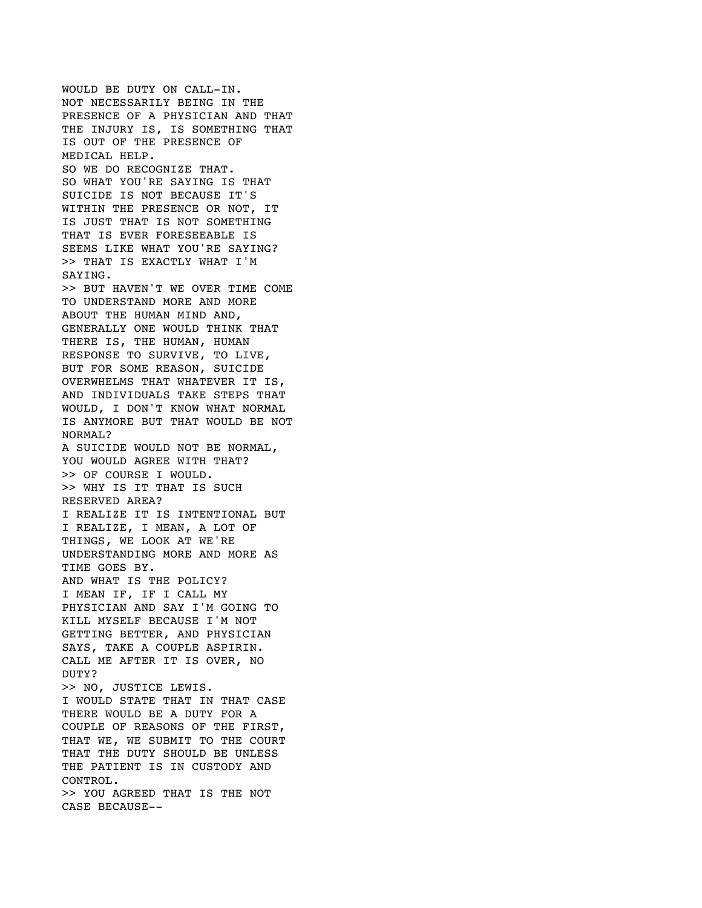WOULD BE DUTY ON CALL-IN.
NOT NECESSARILY BEING IN THE PRESENCE OF A PHYSICIAN AND THAT THE INJURY IS, IS SOMETHING THAT IS OUT OF THE PRESENCE OF MEDICAL HELP.
SO WE DO RECOGNIZE THAT.
SO WHAT YOU'RE SAYING IS THAT SUICIDE IS NOT BECAUSE IT'S WITHIN THE PRESENCE OR NOT, IT IS JUST THAT IS NOT SOMETHING THAT IS EVER FORESEEABLE IS SEEMS LIKE WHAT YOU'RE SAYING?

>> THAT IS EXACTLY WHAT I'M SAYING.

>> BUT HAVEN'T WE OVER TIME COME TO UNDERSTAND MORE AND MORE ABOUT THE HUMAN MIND AND, GENERALLY ONE WOULD THINK THAT THERE IS, THE HUMAN, HUMAN RESPONSE TO SURVIVE, TO LIVE, BUT FOR SOME REASON, SUICIDE OVERWHELMS THAT WHATEVER IT IS, AND INDIVIDUALS TAKE STEPS THAT WOULD, I DON'T KNOW WHAT NORMAL IS ANYMORE BUT THAT WOULD BE NOT NORMAL?
A SUICIDE WOULD NOT BE NORMAL, YOU WOULD AGREE WITH THAT?

>> OF COURSE I WOULD.

>> WHY IS IT THAT IS SUCH RESERVED AREA?
I REALIZE IT IS INTENTIONAL BUT I REALIZE, I MEAN, A LOT OF THINGS, WE LOOK AT WE'RE UNDERSTANDING MORE AND MORE AS TIME GOES BY.
AND WHAT IS THE POLICY?
I MEAN IF, IF I CALL MY PHYSICIAN AND SAY I'M GOING TO KILL MYSELF BECAUSE I'M NOT GETTING BETTER, AND PHYSICIAN SAYS, TAKE A COUPLE ASPIRIN.
CALL ME AFTER IT IS OVER, NO DUTY?

>> NO, JUSTICE LEWIS.
I WOULD STATE THAT IN THAT CASE THERE WOULD BE A DUTY FOR A COUPLE OF REASONS OF THE FIRST, THAT WE, WE SUBMIT TO THE COURT THAT THE DUTY SHOULD BE UNLESS THE PATIENT IS IN CUSTODY AND CONTROL.

>> YOU AGREED THAT IS THE NOT CASE BECAUSE--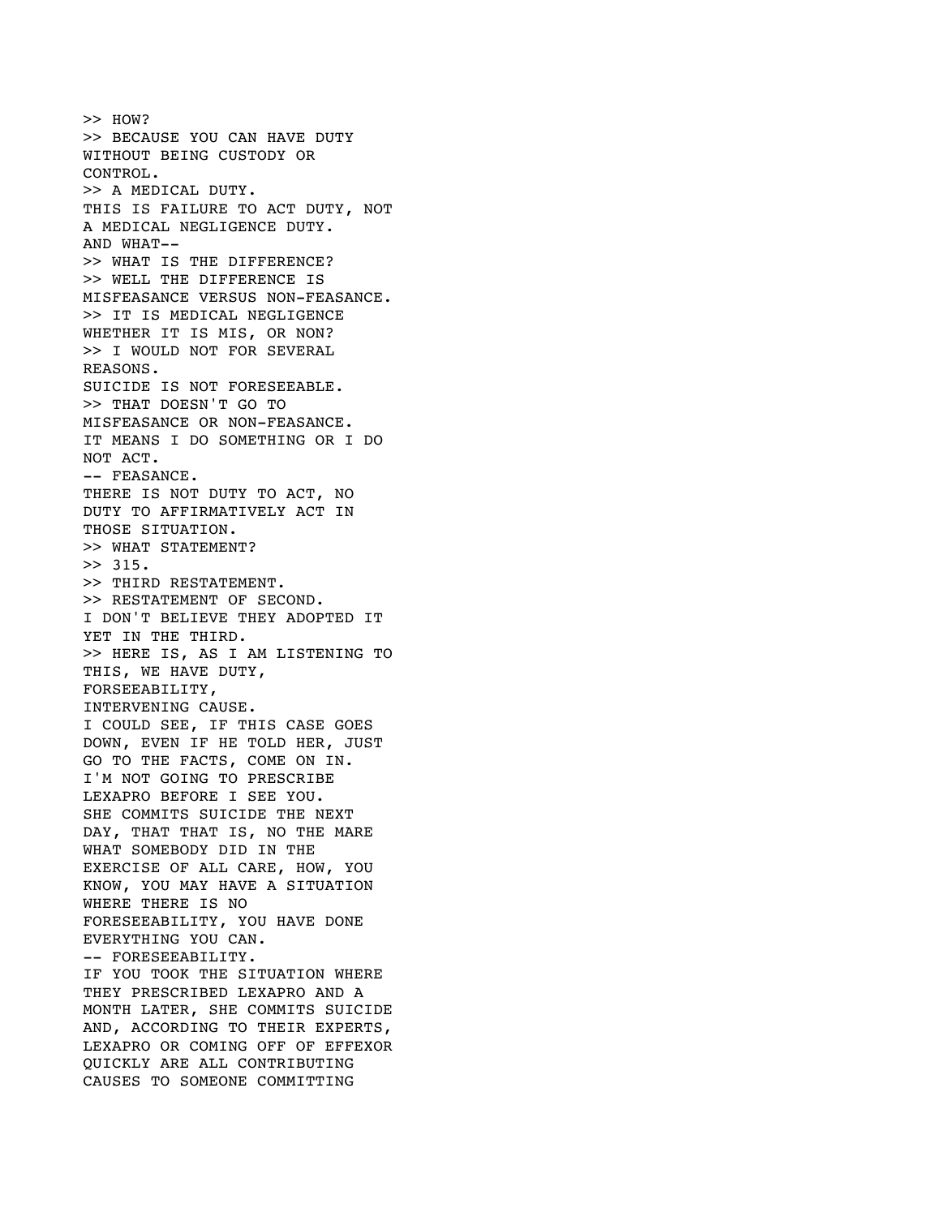>> HOW?
>> BECAUSE YOU CAN HAVE DUTY WITHOUT BEING CUSTODY OR CONTROL.
>> A MEDICAL DUTY.
THIS IS FAILURE TO ACT DUTY, NOT A MEDICAL NEGLIGENCE DUTY.
AND WHAT--
>> WHAT IS THE DIFFERENCE?
>> WELL THE DIFFERENCE IS MISFEASANCE VERSUS NON-FEASANCE.
>> IT IS MEDICAL NEGLIGENCE WHETHER IT IS MIS, OR NON?
>> I WOULD NOT FOR SEVERAL REASONS.
SUICIDE IS NOT FORESEEABLE.
>> THAT DOESN'T GO TO MISFEASANCE OR NON-FEASANCE.
IT MEANS I DO SOMETHING OR I DO NOT ACT.
-- FEASANCE.
THERE IS NOT DUTY TO ACT, NO DUTY TO AFFIRMATIVELY ACT IN THOSE SITUATION.
>> WHAT STATEMENT?
>> 315.
>> THIRD RESTATEMENT.
>> RESTATEMENT OF SECOND.
I DON'T BELIEVE THEY ADOPTED IT YET IN THE THIRD.
>> HERE IS, AS I AM LISTENING TO THIS, WE HAVE DUTY, FORSEEABILITY, INTERVENING CAUSE.
I COULD SEE, IF THIS CASE GOES DOWN, EVEN IF HE TOLD HER, JUST GO TO THE FACTS, COME ON IN.
I'M NOT GOING TO PRESCRIBE LEXAPRO BEFORE I SEE YOU.
SHE COMMITS SUICIDE THE NEXT DAY, THAT THAT IS, NO THE MARE WHAT SOMEBODY DID IN THE EXERCISE OF ALL CARE, HOW, YOU KNOW, YOU MAY HAVE A SITUATION WHERE THERE IS NO FORESEEABILITY, YOU HAVE DONE EVERYTHING YOU CAN.
-- FORESEEABILITY.
IF YOU TOOK THE SITUATION WHERE THEY PRESCRIBED LEXAPRO AND A MONTH LATER, SHE COMMITS SUICIDE AND, ACCORDING TO THEIR EXPERTS, LEXAPRO OR COMING OFF OF EFFEXOR QUICKLY ARE ALL CONTRIBUTING CAUSES TO SOMEONE COMMITTING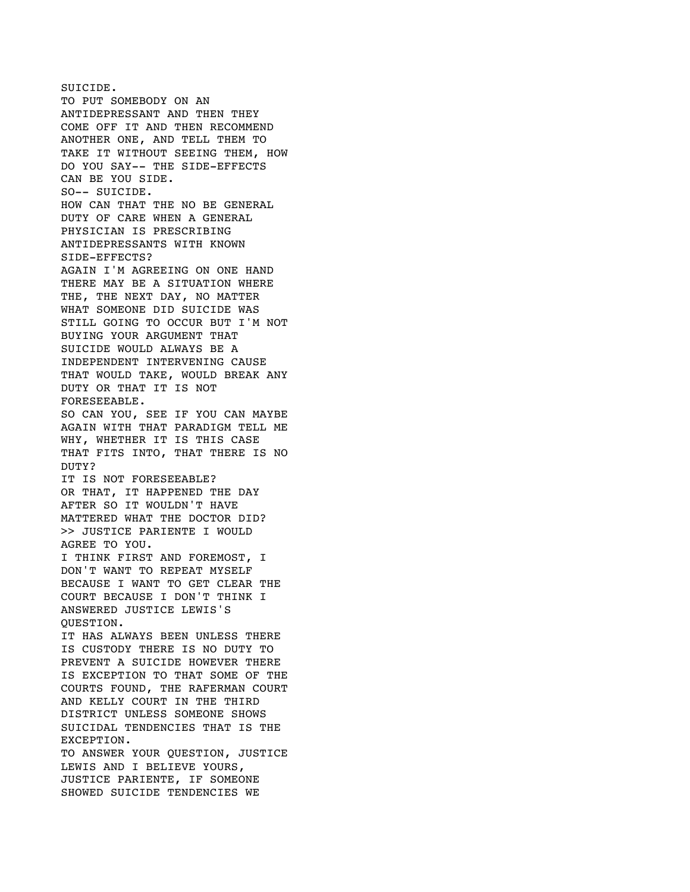SUICIDE.
TO PUT SOMEBODY ON AN ANTIDEPRESSANT AND THEN THEY COME OFF IT AND THEN RECOMMEND ANOTHER ONE, AND TELL THEM TO TAKE IT WITHOUT SEEING THEM, HOW DO YOU SAY-- THE SIDE-EFFECTS CAN BE YOU SIDE.
SO-- SUICIDE.
HOW CAN THAT THE NO BE GENERAL DUTY OF CARE WHEN A GENERAL PHYSICIAN IS PRESCRIBING ANTIDEPRESSANTS WITH KNOWN SIDE-EFFECTS?
AGAIN I'M AGREEING ON ONE HAND THERE MAY BE A SITUATION WHERE THE, THE NEXT DAY, NO MATTER WHAT SOMEONE DID SUICIDE WAS STILL GOING TO OCCUR BUT I'M NOT BUYING YOUR ARGUMENT THAT SUICIDE WOULD ALWAYS BE A INDEPENDENT INTERVENING CAUSE THAT WOULD TAKE, WOULD BREAK ANY DUTY OR THAT IT IS NOT FORESEEABLE.
SO CAN YOU, SEE IF YOU CAN MAYBE AGAIN WITH THAT PARADIGM TELL ME WHY, WHETHER IT IS THIS CASE THAT FITS INTO, THAT THERE IS NO DUTY?
IT IS NOT FORESEEABLE?
OR THAT, IT HAPPENED THE DAY AFTER SO IT WOULDN'T HAVE MATTERED WHAT THE DOCTOR DID?
>> JUSTICE PARIENTE I WOULD AGREE TO YOU.
I THINK FIRST AND FOREMOST, I DON'T WANT TO REPEAT MYSELF BECAUSE I WANT TO GET CLEAR THE COURT BECAUSE I DON'T THINK I ANSWERED JUSTICE LEWIS'S QUESTION.
IT HAS ALWAYS BEEN UNLESS THERE IS CUSTODY THERE IS NO DUTY TO PREVENT A SUICIDE HOWEVER THERE IS EXCEPTION TO THAT SOME OF THE COURTS FOUND, THE RAFERMAN COURT AND KELLY COURT IN THE THIRD DISTRICT UNLESS SOMEONE SHOWS SUICIDAL TENDENCIES THAT IS THE EXCEPTION.
TO ANSWER YOUR QUESTION, JUSTICE LEWIS AND I BELIEVE YOURS, JUSTICE PARIENTE, IF SOMEONE SHOWED SUICIDE TENDENCIES WE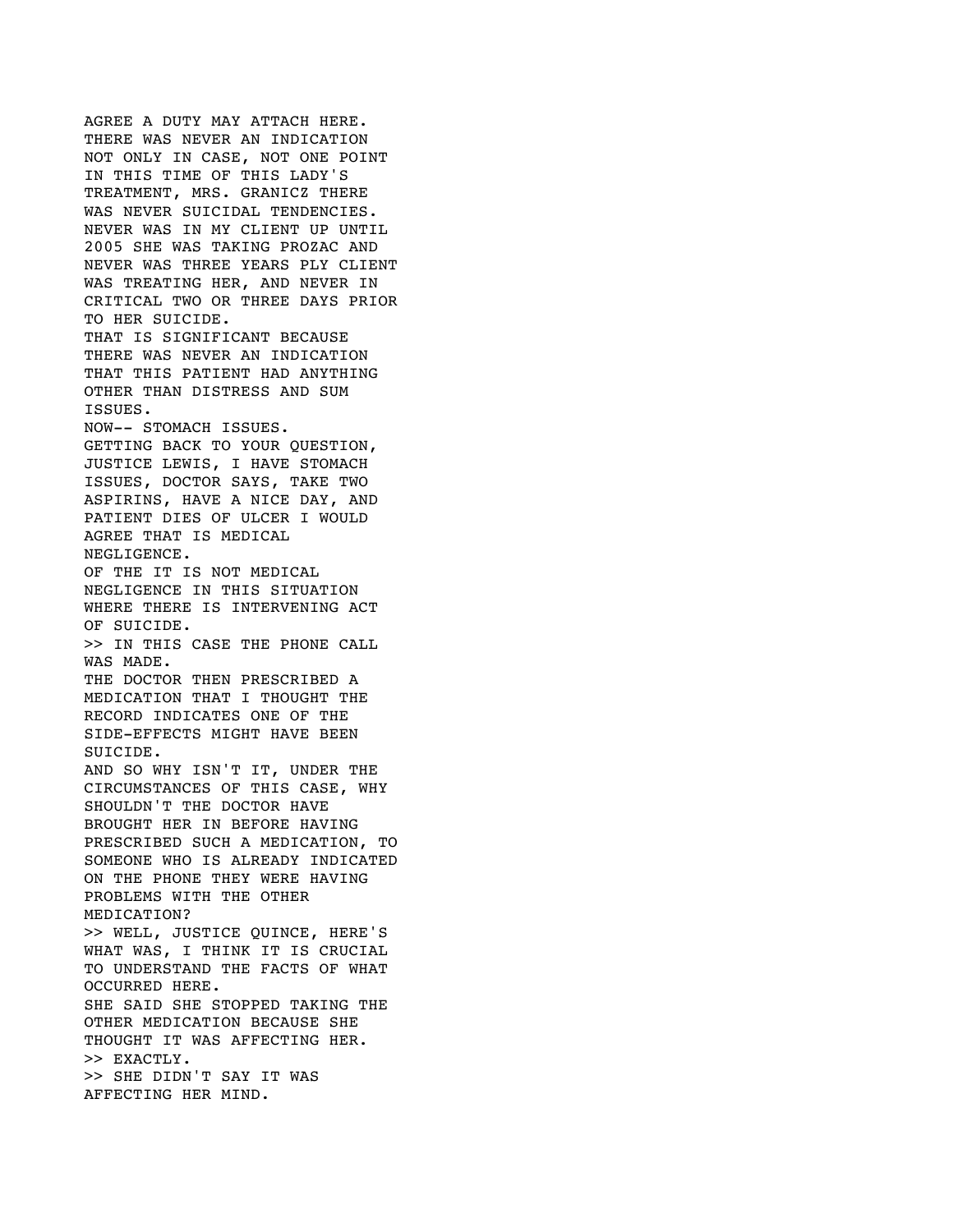AGREE A DUTY MAY ATTACH HERE.
THERE WAS NEVER AN INDICATION
NOT ONLY IN CASE, NOT ONE POINT
IN THIS TIME OF THIS LADY'S
TREATMENT, MRS. GRANICZ THERE
WAS NEVER SUICIDAL TENDENCIES.
NEVER WAS IN MY CLIENT UP UNTIL
2005 SHE WAS TAKING PROZAC AND
NEVER WAS THREE YEARS PLY CLIENT
WAS TREATING HER, AND NEVER IN
CRITICAL TWO OR THREE DAYS PRIOR
TO HER SUICIDE.
THAT IS SIGNIFICANT BECAUSE
THERE WAS NEVER AN INDICATION
THAT THIS PATIENT HAD ANYTHING
OTHER THAN DISTRESS AND SUM
ISSUES.
NOW-- STOMACH ISSUES.
GETTING BACK TO YOUR QUESTION,
JUSTICE LEWIS, I HAVE STOMACH
ISSUES, DOCTOR SAYS, TAKE TWO
ASPIRINS, HAVE A NICE DAY, AND
PATIENT DIES OF ULCER I WOULD
AGREE THAT IS MEDICAL
NEGLIGENCE.
OF THE IT IS NOT MEDICAL
NEGLIGENCE IN THIS SITUATION
WHERE THERE IS INTERVENING ACT
OF SUICIDE.
>> IN THIS CASE THE PHONE CALL
WAS MADE.
THE DOCTOR THEN PRESCRIBED A
MEDICATION THAT I THOUGHT THE
RECORD INDICATES ONE OF THE
SIDE-EFFECTS MIGHT HAVE BEEN
SUICIDE.
AND SO WHY ISN'T IT, UNDER THE
CIRCUMSTANCES OF THIS CASE, WHY
SHOULDN'T THE DOCTOR HAVE
BROUGHT HER IN BEFORE HAVING
PRESCRIBED SUCH A MEDICATION, TO
SOMEONE WHO IS ALREADY INDICATED
ON THE PHONE THEY WERE HAVING
PROBLEMS WITH THE OTHER
MEDICATION?
>> WELL, JUSTICE QUINCE, HERE'S
WHAT WAS, I THINK IT IS CRUCIAL
TO UNDERSTAND THE FACTS OF WHAT
OCCURRED HERE.
SHE SAID SHE STOPPED TAKING THE
OTHER MEDICATION BECAUSE SHE
THOUGHT IT WAS AFFECTING HER.
>> EXACTLY.
>> SHE DIDN'T SAY IT WAS
AFFECTING HER MIND.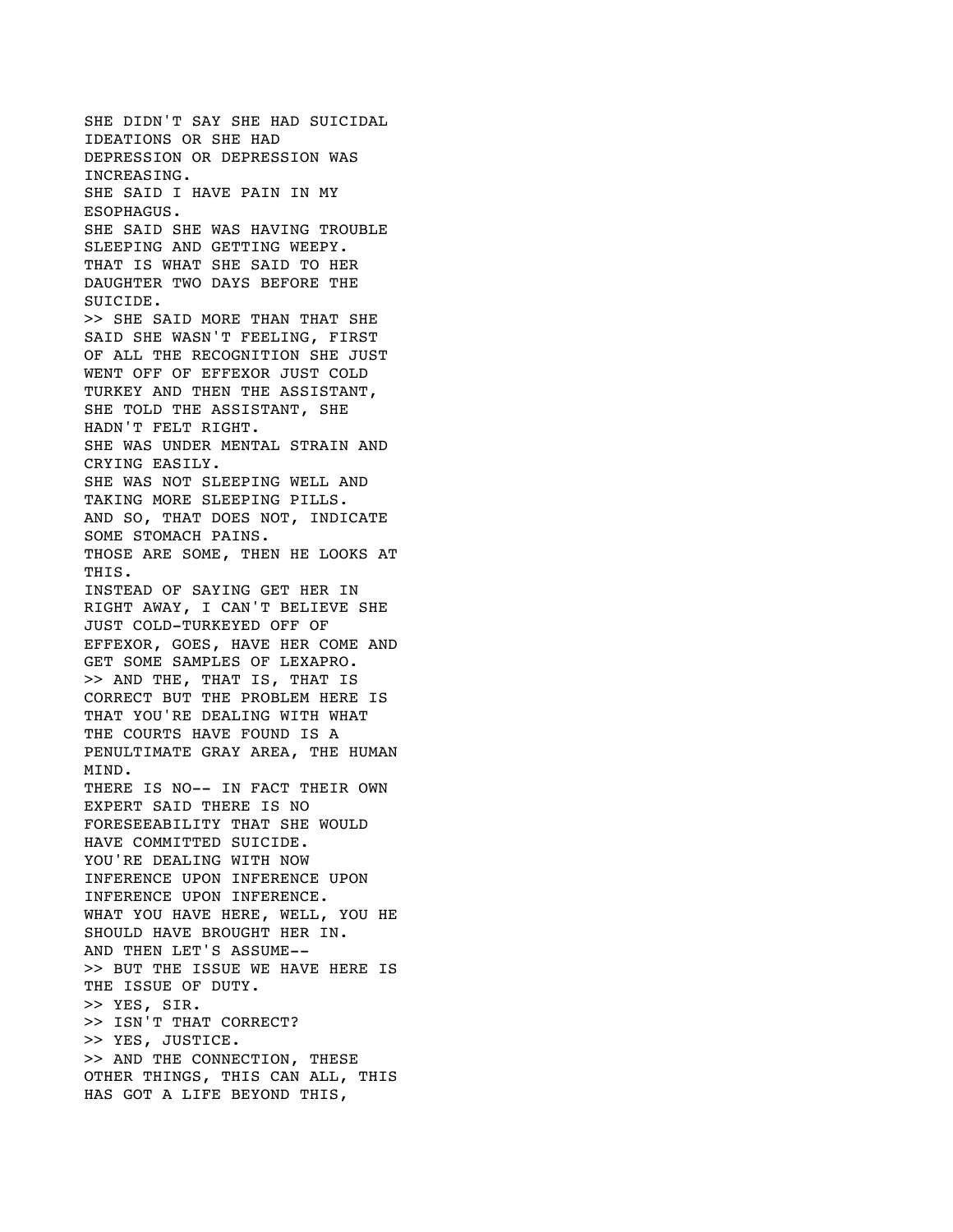SHE DIDN'T SAY SHE HAD SUICIDAL IDEATIONS OR SHE HAD DEPRESSION OR DEPRESSION WAS INCREASING.
SHE SAID I HAVE PAIN IN MY ESOPHAGUS.
SHE SAID SHE WAS HAVING TROUBLE SLEEPING AND GETTING WEEPY.
THAT IS WHAT SHE SAID TO HER DAUGHTER TWO DAYS BEFORE THE SUICIDE.
>> SHE SAID MORE THAN THAT SHE SAID SHE WASN'T FEELING, FIRST OF ALL THE RECOGNITION SHE JUST WENT OFF OF EFFEXOR JUST COLD TURKEY AND THEN THE ASSISTANT, SHE TOLD THE ASSISTANT, SHE HADN'T FELT RIGHT.
SHE WAS UNDER MENTAL STRAIN AND CRYING EASILY.
SHE WAS NOT SLEEPING WELL AND TAKING MORE SLEEPING PILLS.
AND SO, THAT DOES NOT, INDICATE SOME STOMACH PAINS.
THOSE ARE SOME, THEN HE LOOKS AT THIS.
INSTEAD OF SAYING GET HER IN RIGHT AWAY, I CAN'T BELIEVE SHE JUST COLD-TURKEYED OFF OF EFFEXOR, GOES, HAVE HER COME AND GET SOME SAMPLES OF LEXAPRO.
>> AND THE, THAT IS, THAT IS CORRECT BUT THE PROBLEM HERE IS THAT YOU'RE DEALING WITH WHAT THE COURTS HAVE FOUND IS A PENULTIMATE GRAY AREA, THE HUMAN MIND.
THERE IS NO-- IN FACT THEIR OWN EXPERT SAID THERE IS NO FORESEEABILITY THAT SHE WOULD HAVE COMMITTED SUICIDE.
YOU'RE DEALING WITH NOW INFERENCE UPON INFERENCE UPON INFERENCE.
WHAT YOU HAVE HERE, WELL, YOU HE SHOULD HAVE BROUGHT HER IN.
AND THEN LET'S ASSUME--
>> BUT THE ISSUE WE HAVE HERE IS THE ISSUE OF DUTY.
>> YES, SIR.
>> ISN'T THAT CORRECT?
>> YES, JUSTICE.
>> AND THE CONNECTION, THESE OTHER THINGS, THIS CAN ALL, THIS HAS GOT A LIFE BEYOND THIS,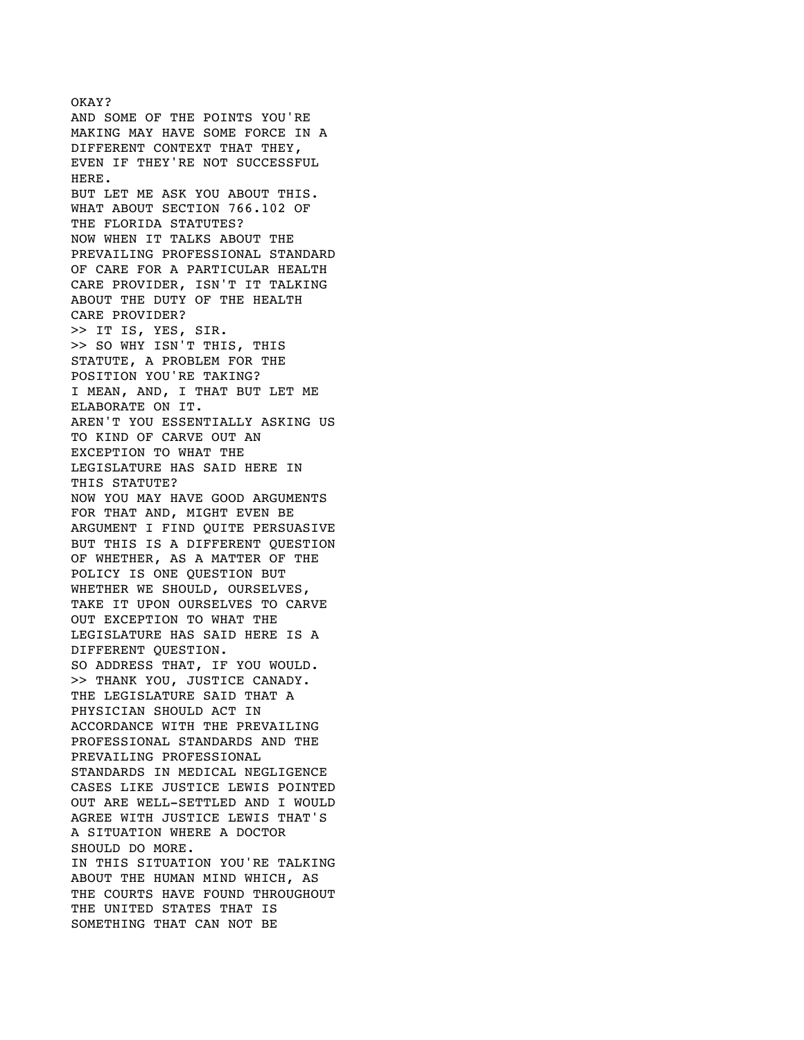OKAY?
AND SOME OF THE POINTS YOU'RE
MAKING MAY HAVE SOME FORCE IN A
DIFFERENT CONTEXT THAT THEY,
EVEN IF THEY'RE NOT SUCCESSFUL
HERE.
BUT LET ME ASK YOU ABOUT THIS.
WHAT ABOUT SECTION 766.102 OF
THE FLORIDA STATUTES?
NOW WHEN IT TALKS ABOUT THE
PREVAILING PROFESSIONAL STANDARD
OF CARE FOR A PARTICULAR HEALTH
CARE PROVIDER, ISN'T IT TALKING
ABOUT THE DUTY OF THE HEALTH
CARE PROVIDER?
>> IT IS, YES, SIR.
>> SO WHY ISN'T THIS, THIS
STATUTE, A PROBLEM FOR THE
POSITION YOU'RE TAKING?
I MEAN, AND, I THAT BUT LET ME
ELABORATE ON IT.
AREN'T YOU ESSENTIALLY ASKING US
TO KIND OF CARVE OUT AN
EXCEPTION TO WHAT THE
LEGISLATURE HAS SAID HERE IN
THIS STATUTE?
NOW YOU MAY HAVE GOOD ARGUMENTS
FOR THAT AND, MIGHT EVEN BE
ARGUMENT I FIND QUITE PERSUASIVE
BUT THIS IS A DIFFERENT QUESTION
OF WHETHER, AS A MATTER OF THE
POLICY IS ONE QUESTION BUT
WHETHER WE SHOULD, OURSELVES,
TAKE IT UPON OURSELVES TO CARVE
OUT EXCEPTION TO WHAT THE
LEGISLATURE HAS SAID HERE IS A
DIFFERENT QUESTION.
SO ADDRESS THAT, IF YOU WOULD.
>> THANK YOU, JUSTICE CANADY.
THE LEGISLATURE SAID THAT A
PHYSICIAN SHOULD ACT IN
ACCORDANCE WITH THE PREVAILING
PROFESSIONAL STANDARDS AND THE
PREVAILING PROFESSIONAL
STANDARDS IN MEDICAL NEGLIGENCE
CASES LIKE JUSTICE LEWIS POINTED
OUT ARE WELL-SETTLED AND I WOULD
AGREE WITH JUSTICE LEWIS THAT'S
A SITUATION WHERE A DOCTOR
SHOULD DO MORE.
IN THIS SITUATION YOU'RE TALKING
ABOUT THE HUMAN MIND WHICH, AS
THE COURTS HAVE FOUND THROUGHOUT
THE UNITED STATES THAT IS
SOMETHING THAT CAN NOT BE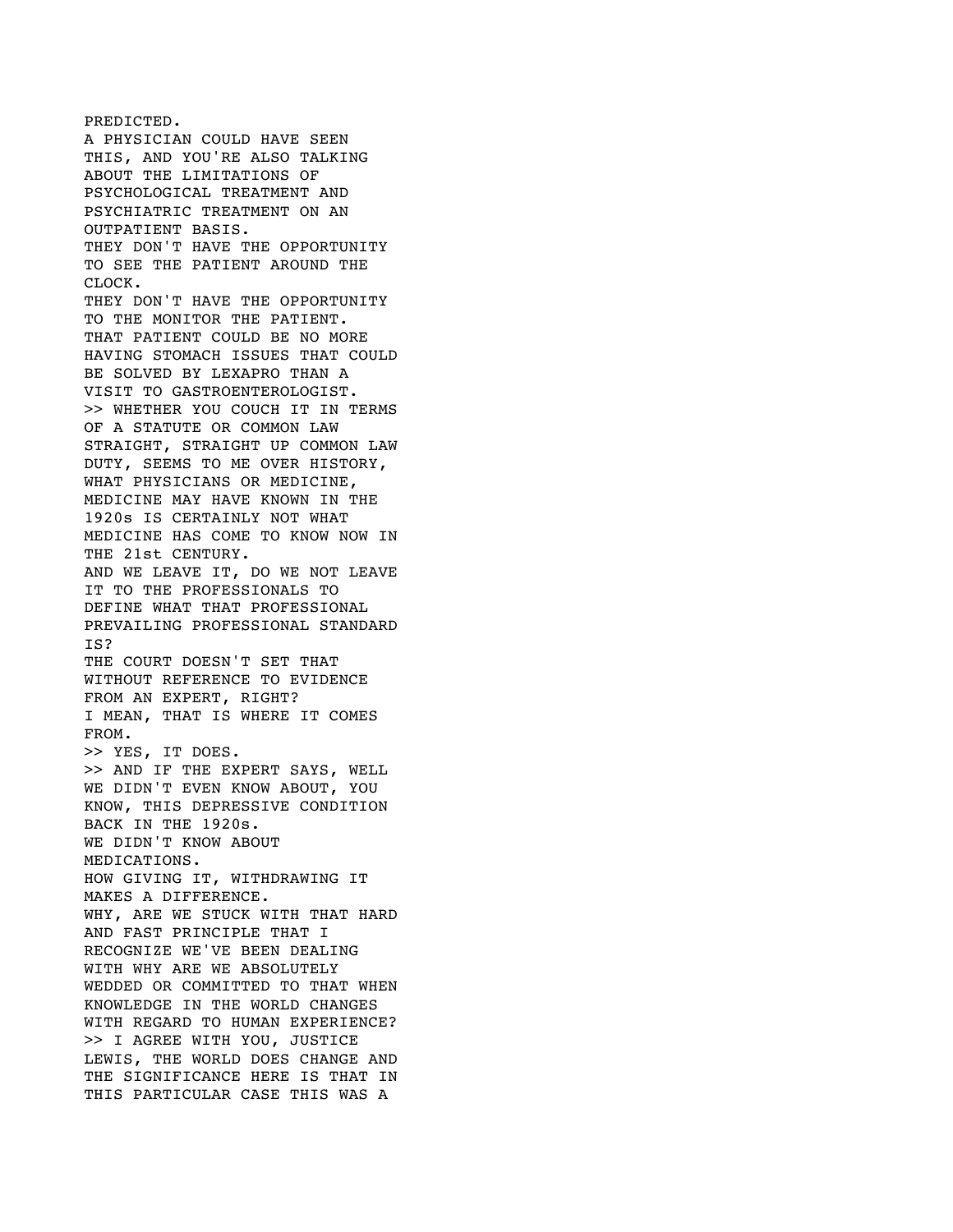PREDICTED.
A PHYSICIAN COULD HAVE SEEN
THIS, AND YOU'RE ALSO TALKING
ABOUT THE LIMITATIONS OF
PSYCHOLOGICAL TREATMENT AND
PSYCHIATRIC TREATMENT ON AN
OUTPATIENT BASIS.
THEY DON'T HAVE THE OPPORTUNITY
TO SEE THE PATIENT AROUND THE
CLOCK.
THEY DON'T HAVE THE OPPORTUNITY
TO THE MONITOR THE PATIENT.
THAT PATIENT COULD BE NO MORE
HAVING STOMACH ISSUES THAT COULD
BE SOLVED BY LEXAPRO THAN A
VISIT TO GASTROENTEROLOGIST.
>> WHETHER YOU COUCH IT IN TERMS
OF A STATUTE OR COMMON LAW
STRAIGHT, STRAIGHT UP COMMON LAW
DUTY, SEEMS TO ME OVER HISTORY,
WHAT PHYSICIANS OR MEDICINE,
MEDICINE MAY HAVE KNOWN IN THE
1920s IS CERTAINLY NOT WHAT
MEDICINE HAS COME TO KNOW NOW IN
THE 21st CENTURY.
AND WE LEAVE IT, DO WE NOT LEAVE
IT TO THE PROFESSIONALS TO
DEFINE WHAT THAT PROFESSIONAL
PREVAILING PROFESSIONAL STANDARD
IS?
THE COURT DOESN'T SET THAT
WITHOUT REFERENCE TO EVIDENCE
FROM AN EXPERT, RIGHT?
I MEAN, THAT IS WHERE IT COMES
FROM.
>> YES, IT DOES.
>> AND IF THE EXPERT SAYS, WELL
WE DIDN'T EVEN KNOW ABOUT, YOU
KNOW, THIS DEPRESSIVE CONDITION
BACK IN THE 1920s.
WE DIDN'T KNOW ABOUT
MEDICATIONS.
HOW GIVING IT, WITHDRAWING IT
MAKES A DIFFERENCE.
WHY, ARE WE STUCK WITH THAT HARD
AND FAST PRINCIPLE THAT I
RECOGNIZE WE'VE BEEN DEALING
WITH WHY ARE WE ABSOLUTELY
WEDDED OR COMMITTED TO THAT WHEN
KNOWLEDGE IN THE WORLD CHANGES
WITH REGARD TO HUMAN EXPERIENCE?
>> I AGREE WITH YOU, JUSTICE
LEWIS, THE WORLD DOES CHANGE AND
THE SIGNIFICANCE HERE IS THAT IN
THIS PARTICULAR CASE THIS WAS A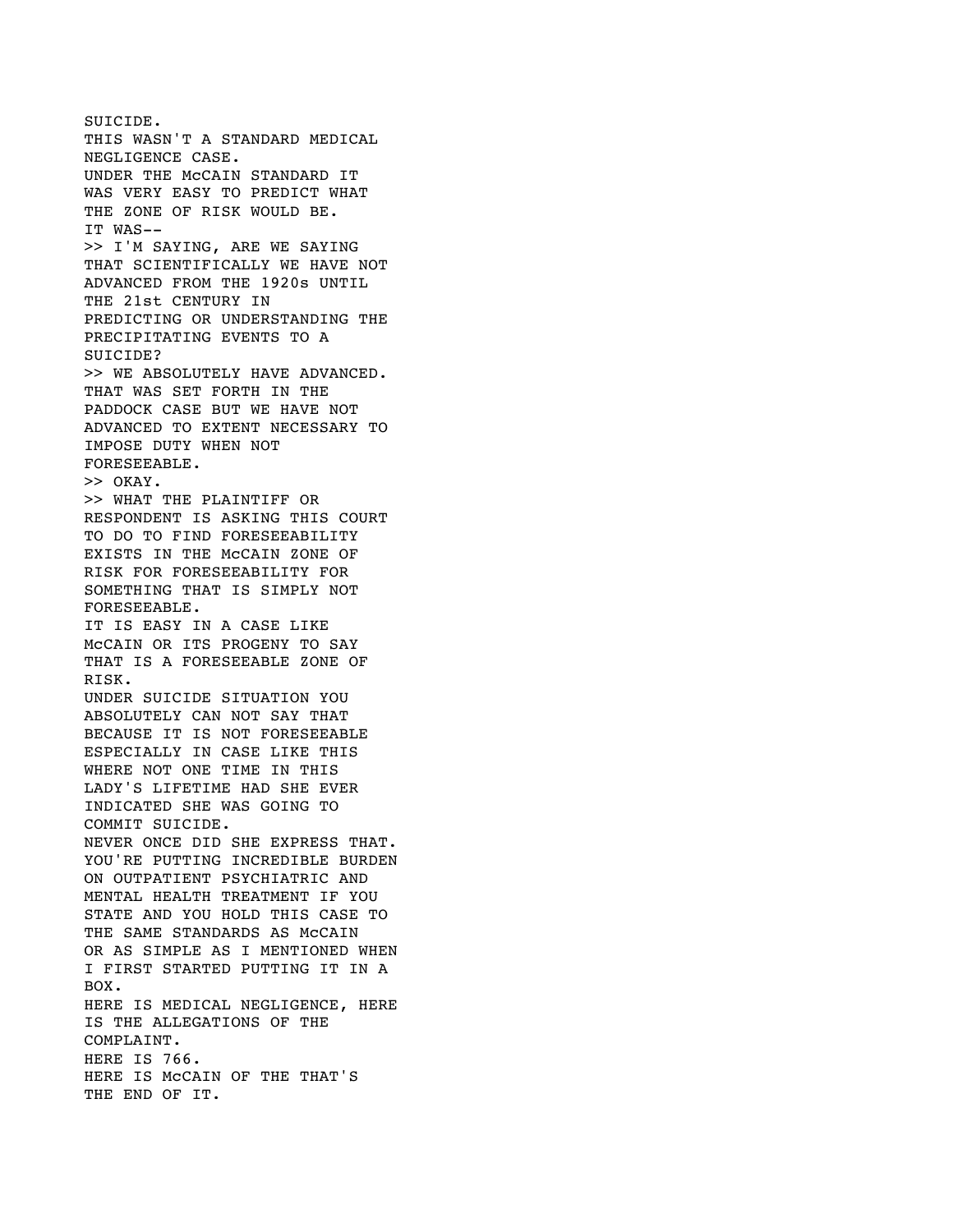SUICIDE.
THIS WASN'T A STANDARD MEDICAL NEGLIGENCE CASE.
UNDER THE McCAIN STANDARD IT WAS VERY EASY TO PREDICT WHAT THE ZONE OF RISK WOULD BE.
IT WAS--
>> I'M SAYING, ARE WE SAYING THAT SCIENTIFICALLY WE HAVE NOT ADVANCED FROM THE 1920s UNTIL THE 21st CENTURY IN PREDICTING OR UNDERSTANDING THE PRECIPITATING EVENTS TO A SUICIDE?
>> WE ABSOLUTELY HAVE ADVANCED.
THAT WAS SET FORTH IN THE PADDOCK CASE BUT WE HAVE NOT ADVANCED TO EXTENT NECESSARY TO IMPOSE DUTY WHEN NOT FORESEEABLE.
>> OKAY.
>> WHAT THE PLAINTIFF OR RESPONDENT IS ASKING THIS COURT TO DO TO FIND FORESEEABILITY EXISTS IN THE McCAIN ZONE OF RISK FOR FORESEEABILITY FOR SOMETHING THAT IS SIMPLY NOT FORESEEABLE.
IT IS EASY IN A CASE LIKE McCAIN OR ITS PROGENY TO SAY THAT IS A FORESEEABLE ZONE OF RISK.
UNDER SUICIDE SITUATION YOU ABSOLUTELY CAN NOT SAY THAT BECAUSE IT IS NOT FORESEEABLE ESPECIALLY IN CASE LIKE THIS WHERE NOT ONE TIME IN THIS LADY'S LIFETIME HAD SHE EVER INDICATED SHE WAS GOING TO COMMIT SUICIDE.
NEVER ONCE DID SHE EXPRESS THAT.
YOU'RE PUTTING INCREDIBLE BURDEN ON OUTPATIENT PSYCHIATRIC AND MENTAL HEALTH TREATMENT IF YOU STATE AND YOU HOLD THIS CASE TO THE SAME STANDARDS AS McCAIN OR AS SIMPLE AS I MENTIONED WHEN I FIRST STARTED PUTTING IT IN A BOX.
HERE IS MEDICAL NEGLIGENCE, HERE IS THE ALLEGATIONS OF THE COMPLAINT.
HERE IS 766.
HERE IS McCAIN OF THE THAT'S THE END OF IT.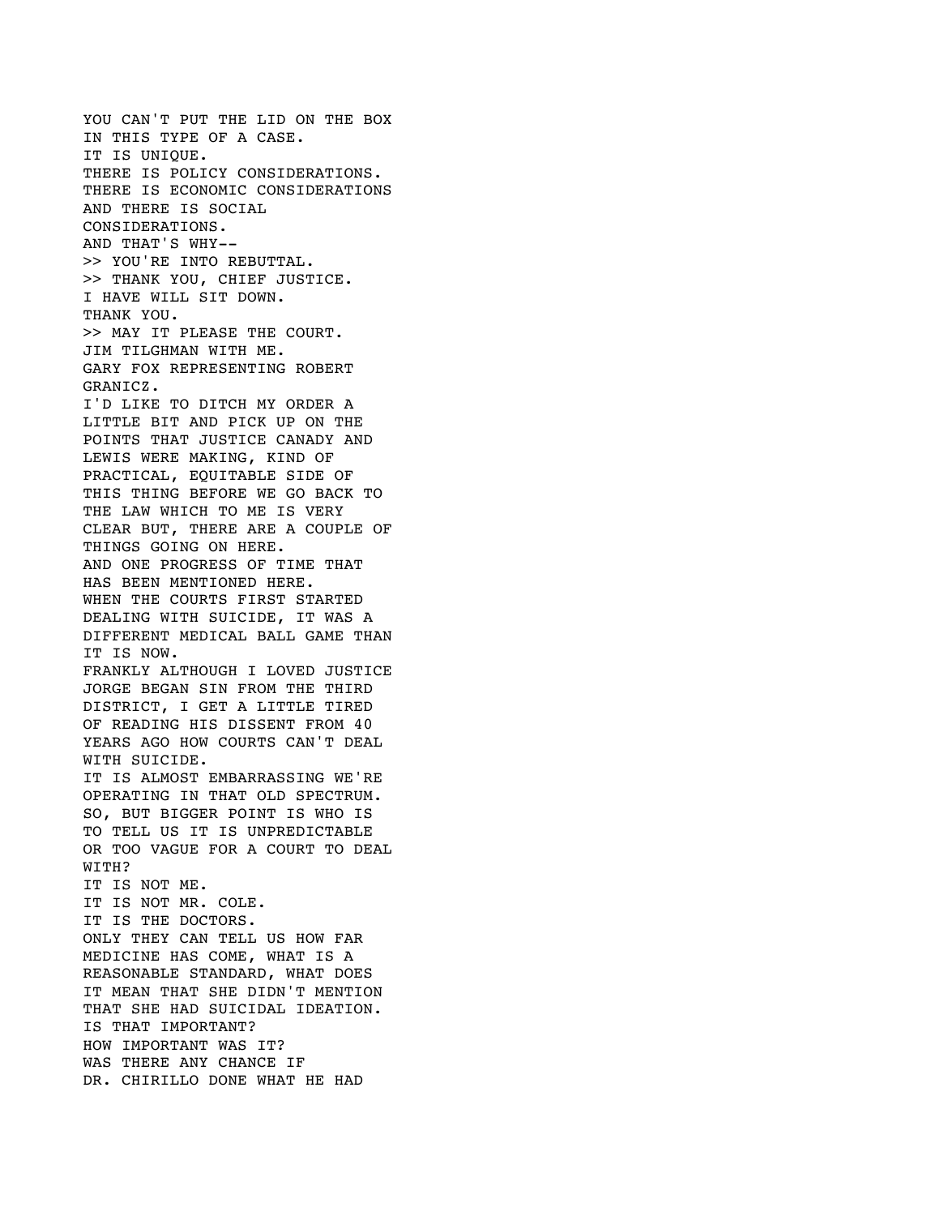YOU CAN'T PUT THE LID ON THE BOX
IN THIS TYPE OF A CASE.
IT IS UNIQUE.
THERE IS POLICY CONSIDERATIONS.
THERE IS ECONOMIC CONSIDERATIONS
AND THERE IS SOCIAL
CONSIDERATIONS.
AND THAT'S WHY--
>> YOU'RE INTO REBUTTAL.
>> THANK YOU, CHIEF JUSTICE.
I HAVE WILL SIT DOWN.
THANK YOU.
>> MAY IT PLEASE THE COURT.
JIM TILGHMAN WITH ME.
GARY FOX REPRESENTING ROBERT
GRANICZ.
I'D LIKE TO DITCH MY ORDER A
LITTLE BIT AND PICK UP ON THE
POINTS THAT JUSTICE CANADY AND
LEWIS WERE MAKING, KIND OF
PRACTICAL, EQUITABLE SIDE OF
THIS THING BEFORE WE GO BACK TO
THE LAW WHICH TO ME IS VERY
CLEAR BUT, THERE ARE A COUPLE OF
THINGS GOING ON HERE.
AND ONE PROGRESS OF TIME THAT
HAS BEEN MENTIONED HERE.
WHEN THE COURTS FIRST STARTED
DEALING WITH SUICIDE, IT WAS A
DIFFERENT MEDICAL BALL GAME THAN
IT IS NOW.
FRANKLY ALTHOUGH I LOVED JUSTICE
JORGE BEGAN SIN FROM THE THIRD
DISTRICT, I GET A LITTLE TIRED
OF READING HIS DISSENT FROM 40
YEARS AGO HOW COURTS CAN'T DEAL
WITH SUICIDE.
IT IS ALMOST EMBARRASSING WE'RE
OPERATING IN THAT OLD SPECTRUM.
SO, BUT BIGGER POINT IS WHO IS
TO TELL US IT IS UNPREDICTABLE
OR TOO VAGUE FOR A COURT TO DEAL
WITH?
IT IS NOT ME.
IT IS NOT MR. COLE.
IT IS THE DOCTORS.
ONLY THEY CAN TELL US HOW FAR
MEDICINE HAS COME, WHAT IS A
REASONABLE STANDARD, WHAT DOES
IT MEAN THAT SHE DIDN'T MENTION
THAT SHE HAD SUICIDAL IDEATION.
IS THAT IMPORTANT?
HOW IMPORTANT WAS IT?
WAS THERE ANY CHANCE IF
DR. CHIRILLO DONE WHAT HE HAD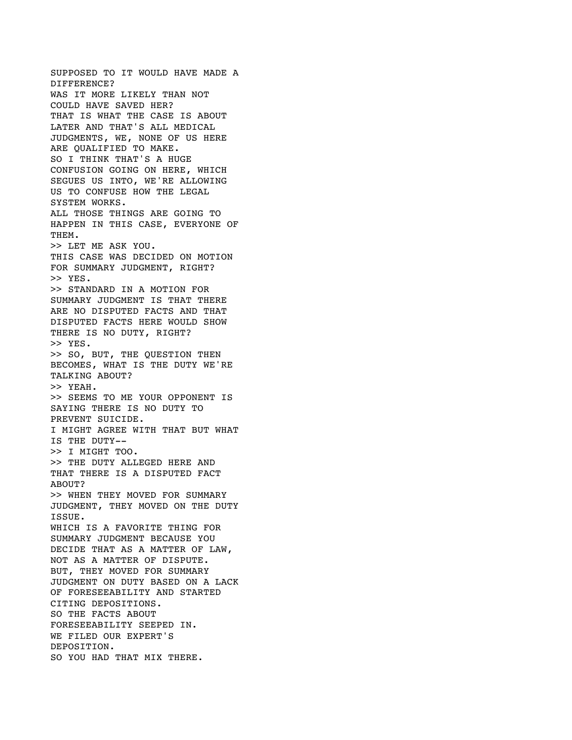SUPPOSED TO IT WOULD HAVE MADE A DIFFERENCE?
WAS IT MORE LIKELY THAN NOT COULD HAVE SAVED HER?
THAT IS WHAT THE CASE IS ABOUT LATER AND THAT'S ALL MEDICAL JUDGMENTS, WE, NONE OF US HERE ARE QUALIFIED TO MAKE.
SO I THINK THAT'S A HUGE CONFUSION GOING ON HERE, WHICH SEGUES US INTO, WE'RE ALLOWING US TO CONFUSE HOW THE LEGAL SYSTEM WORKS.
ALL THOSE THINGS ARE GOING TO HAPPEN IN THIS CASE, EVERYONE OF THEM.
>> LET ME ASK YOU.
THIS CASE WAS DECIDED ON MOTION FOR SUMMARY JUDGMENT, RIGHT?
>> YES.
>> STANDARD IN A MOTION FOR SUMMARY JUDGMENT IS THAT THERE ARE NO DISPUTED FACTS AND THAT DISPUTED FACTS HERE WOULD SHOW THERE IS NO DUTY, RIGHT?
>> YES.
>> SO, BUT, THE QUESTION THEN BECOMES, WHAT IS THE DUTY WE'RE TALKING ABOUT?
>> YEAH.
>> SEEMS TO ME YOUR OPPONENT IS SAYING THERE IS NO DUTY TO PREVENT SUICIDE.
I MIGHT AGREE WITH THAT BUT WHAT IS THE DUTY--
>> I MIGHT TOO.
>> THE DUTY ALLEGED HERE AND THAT THERE IS A DISPUTED FACT ABOUT?
>> WHEN THEY MOVED FOR SUMMARY JUDGMENT, THEY MOVED ON THE DUTY ISSUE.
WHICH IS A FAVORITE THING FOR SUMMARY JUDGMENT BECAUSE YOU DECIDE THAT AS A MATTER OF LAW, NOT AS A MATTER OF DISPUTE.
BUT, THEY MOVED FOR SUMMARY JUDGMENT ON DUTY BASED ON A LACK OF FORESEEABILITY AND STARTED CITING DEPOSITIONS.
SO THE FACTS ABOUT FORESEEABILITY SEEPED IN.
WE FILED OUR EXPERT'S DEPOSITION.
SO YOU HAD THAT MIX THERE.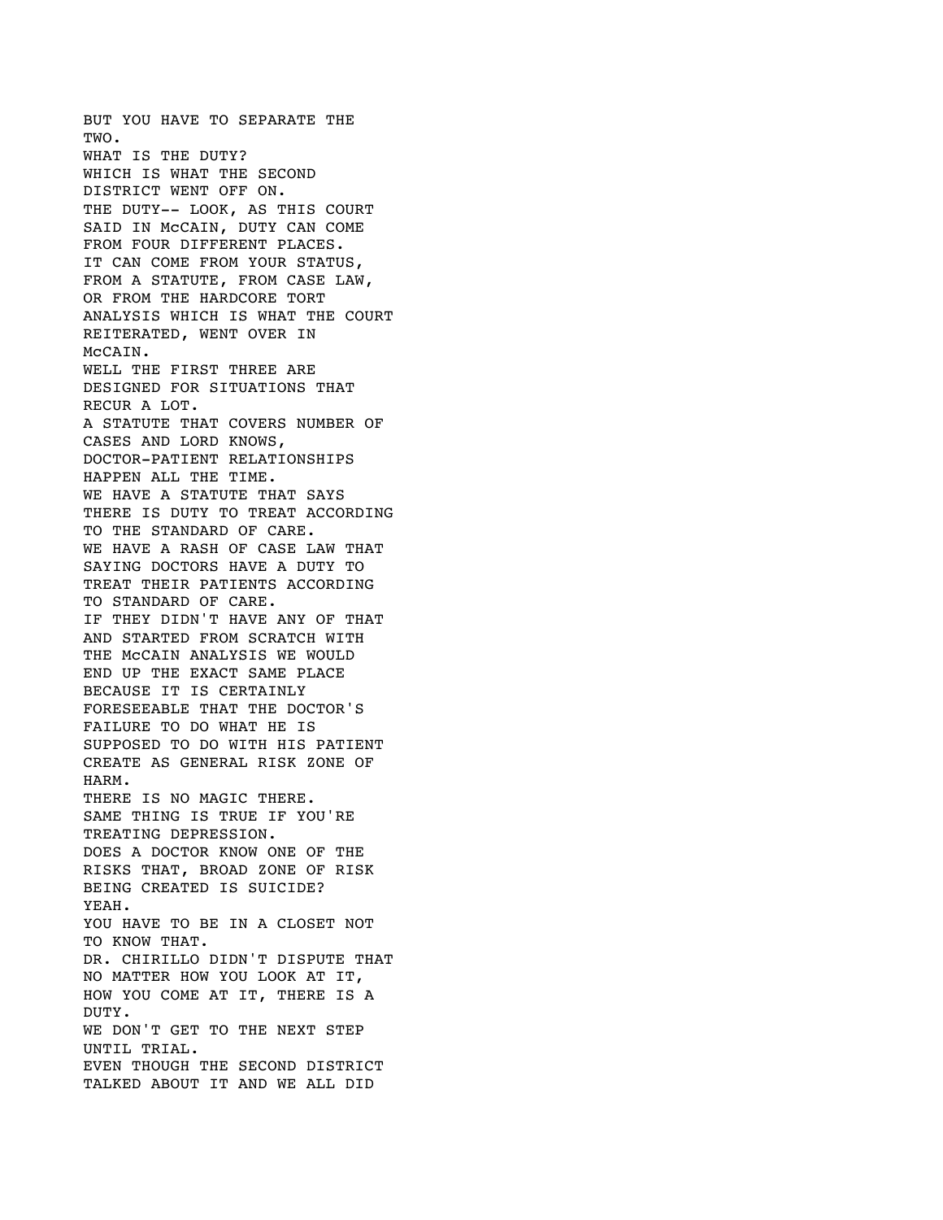BUT YOU HAVE TO SEPARATE THE TWO.
WHAT IS THE DUTY?
WHICH IS WHAT THE SECOND DISTRICT WENT OFF ON.
THE DUTY-- LOOK, AS THIS COURT SAID IN McCAIN, DUTY CAN COME FROM FOUR DIFFERENT PLACES.
IT CAN COME FROM YOUR STATUS, FROM A STATUTE, FROM CASE LAW, OR FROM THE HARDCORE TORT ANALYSIS WHICH IS WHAT THE COURT REITERATED, WENT OVER IN McCAIN.
WELL THE FIRST THREE ARE DESIGNED FOR SITUATIONS THAT RECUR A LOT.
A STATUTE THAT COVERS NUMBER OF CASES AND LORD KNOWS, DOCTOR-PATIENT RELATIONSHIPS HAPPEN ALL THE TIME.
WE HAVE A STATUTE THAT SAYS THERE IS DUTY TO TREAT ACCORDING TO THE STANDARD OF CARE.
WE HAVE A RASH OF CASE LAW THAT SAYING DOCTORS HAVE A DUTY TO TREAT THEIR PATIENTS ACCORDING TO STANDARD OF CARE.
IF THEY DIDN'T HAVE ANY OF THAT AND STARTED FROM SCRATCH WITH THE McCAIN ANALYSIS WE WOULD END UP THE EXACT SAME PLACE BECAUSE IT IS CERTAINLY FORESEEABLE THAT THE DOCTOR'S FAILURE TO DO WHAT HE IS SUPPOSED TO DO WITH HIS PATIENT CREATE AS GENERAL RISK ZONE OF HARM.
THERE IS NO MAGIC THERE.
SAME THING IS TRUE IF YOU'RE TREATING DEPRESSION.
DOES A DOCTOR KNOW ONE OF THE RISKS THAT, BROAD ZONE OF RISK BEING CREATED IS SUICIDE?
YEAH.
YOU HAVE TO BE IN A CLOSET NOT TO KNOW THAT.
DR. CHIRILLO DIDN'T DISPUTE THAT NO MATTER HOW YOU LOOK AT IT, HOW YOU COME AT IT, THERE IS A DUTY.
WE DON'T GET TO THE NEXT STEP UNTIL TRIAL.
EVEN THOUGH THE SECOND DISTRICT TALKED ABOUT IT AND WE ALL DID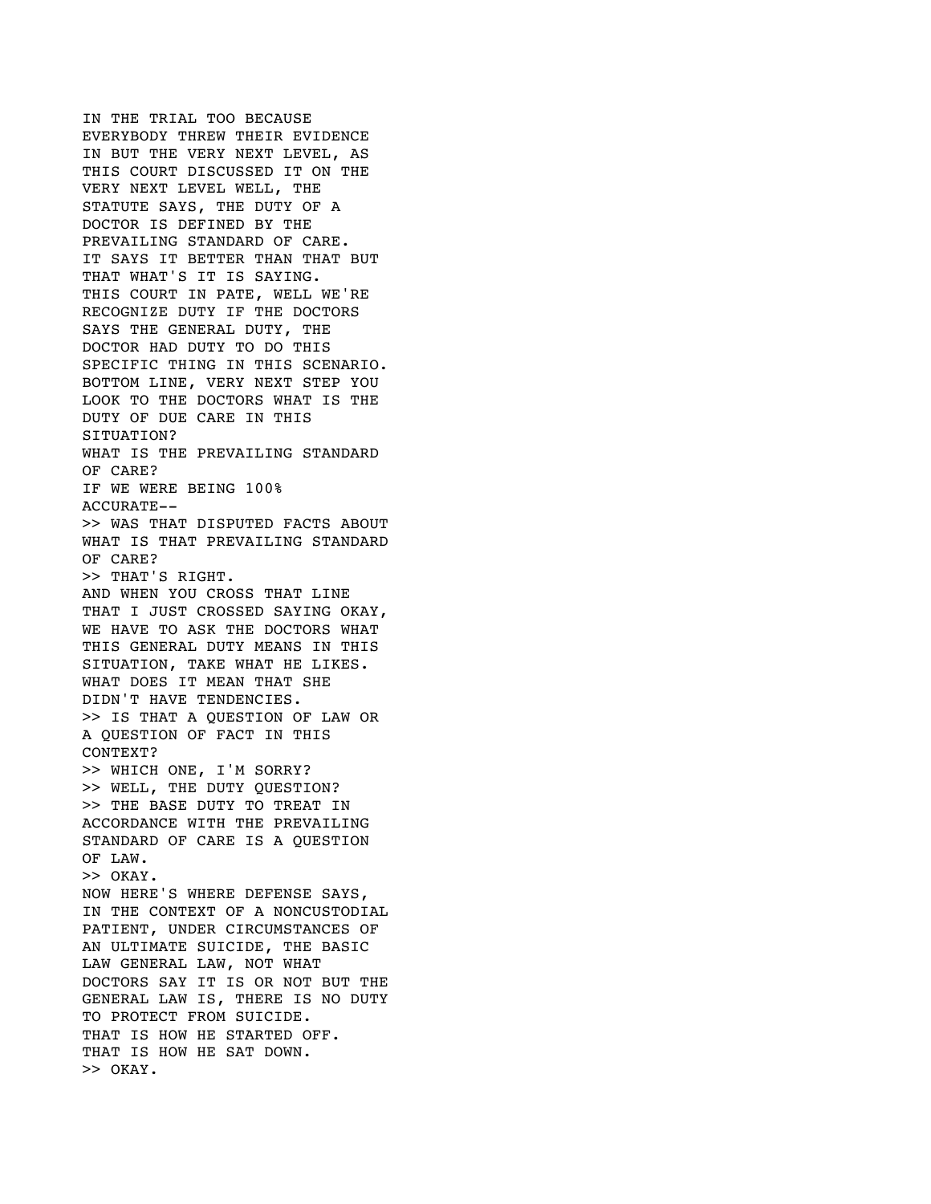IN THE TRIAL TOO BECAUSE
EVERYBODY THREW THEIR EVIDENCE
IN BUT THE VERY NEXT LEVEL, AS
THIS COURT DISCUSSED IT ON THE
VERY NEXT LEVEL WELL, THE
STATUTE SAYS, THE DUTY OF A
DOCTOR IS DEFINED BY THE
PREVAILING STANDARD OF CARE.
IT SAYS IT BETTER THAN THAT BUT
THAT WHAT'S IT IS SAYING.
THIS COURT IN PATE, WELL WE'RE
RECOGNIZE DUTY IF THE DOCTORS
SAYS THE GENERAL DUTY, THE
DOCTOR HAD DUTY TO DO THIS
SPECIFIC THING IN THIS SCENARIO.
BOTTOM LINE, VERY NEXT STEP YOU
LOOK TO THE DOCTORS WHAT IS THE
DUTY OF DUE CARE IN THIS
SITUATION?
WHAT IS THE PREVAILING STANDARD
OF CARE?
IF WE WERE BEING 100%
ACCURATE--
>> WAS THAT DISPUTED FACTS ABOUT
WHAT IS THAT PREVAILING STANDARD
OF CARE?
>> THAT'S RIGHT.
AND WHEN YOU CROSS THAT LINE
THAT I JUST CROSSED SAYING OKAY,
WE HAVE TO ASK THE DOCTORS WHAT
THIS GENERAL DUTY MEANS IN THIS
SITUATION, TAKE WHAT HE LIKES.
WHAT DOES IT MEAN THAT SHE
DIDN'T HAVE TENDENCIES.
>> IS THAT A QUESTION OF LAW OR
A QUESTION OF FACT IN THIS
CONTEXT?
>> WHICH ONE, I'M SORRY?
>> WELL, THE DUTY QUESTION?
>> THE BASE DUTY TO TREAT IN
ACCORDANCE WITH THE PREVAILING
STANDARD OF CARE IS A QUESTION
OF LAW.
>> OKAY.
NOW HERE'S WHERE DEFENSE SAYS,
IN THE CONTEXT OF A NONCUSTODIAL
PATIENT, UNDER CIRCUMSTANCES OF
AN ULTIMATE SUICIDE, THE BASIC
LAW GENERAL LAW, NOT WHAT
DOCTORS SAY IT IS OR NOT BUT THE
GENERAL LAW IS, THERE IS NO DUTY
TO PROTECT FROM SUICIDE.
THAT IS HOW HE STARTED OFF.
THAT IS HOW HE SAT DOWN.
>> OKAY.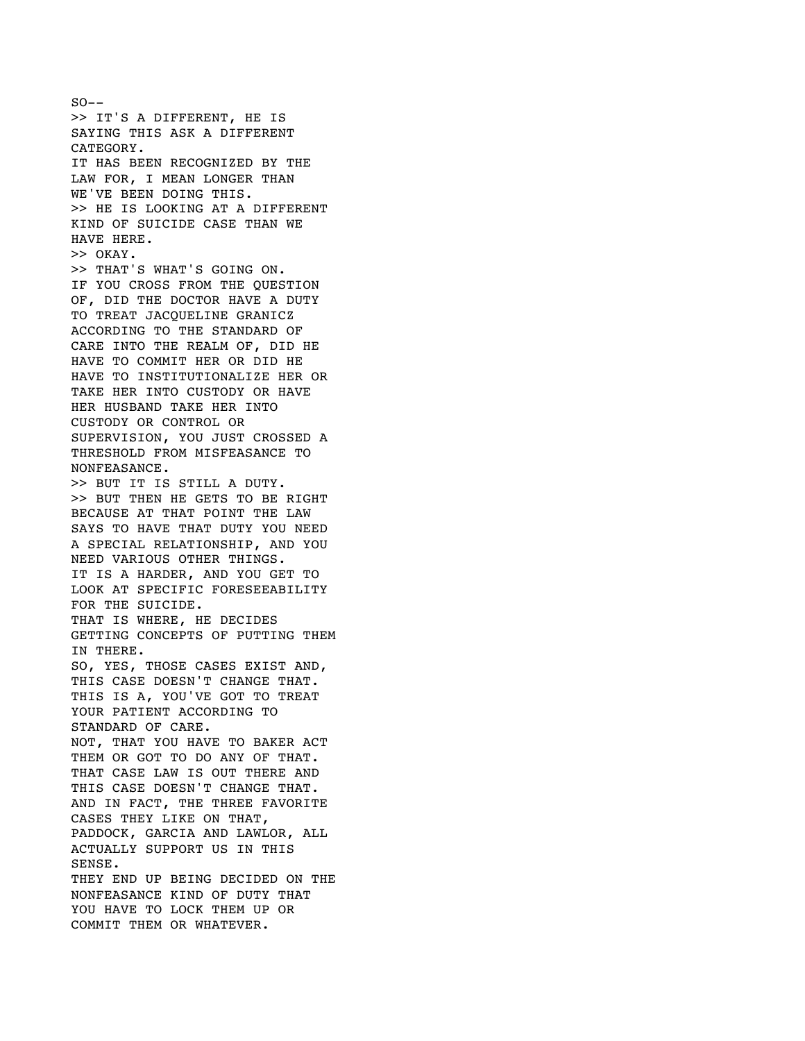SO--
>> IT'S A DIFFERENT, HE IS SAYING THIS ASK A DIFFERENT CATEGORY.
IT HAS BEEN RECOGNIZED BY THE LAW FOR, I MEAN LONGER THAN WE'VE BEEN DOING THIS.
>> HE IS LOOKING AT A DIFFERENT KIND OF SUICIDE CASE THAN WE HAVE HERE.
>> OKAY.
>> THAT'S WHAT'S GOING ON.
IF YOU CROSS FROM THE QUESTION OF, DID THE DOCTOR HAVE A DUTY TO TREAT JACQUELINE GRANICZ ACCORDING TO THE STANDARD OF CARE INTO THE REALM OF, DID HE HAVE TO COMMIT HER OR DID HE HAVE TO INSTITUTIONALIZE HER OR TAKE HER INTO CUSTODY OR HAVE HER HUSBAND TAKE HER INTO CUSTODY OR CONTROL OR SUPERVISION, YOU JUST CROSSED A THRESHOLD FROM MISFEASANCE TO NONFEASANCE.
>> BUT IT IS STILL A DUTY.
>> BUT THEN HE GETS TO BE RIGHT BECAUSE AT THAT POINT THE LAW SAYS TO HAVE THAT DUTY YOU NEED A SPECIAL RELATIONSHIP, AND YOU NEED VARIOUS OTHER THINGS.
IT IS A HARDER, AND YOU GET TO LOOK AT SPECIFIC FORESEEABILITY FOR THE SUICIDE.
THAT IS WHERE, HE DECIDES GETTING CONCEPTS OF PUTTING THEM IN THERE.
SO, YES, THOSE CASES EXIST AND, THIS CASE DOESN'T CHANGE THAT.
THIS IS A, YOU'VE GOT TO TREAT YOUR PATIENT ACCORDING TO STANDARD OF CARE.
NOT, THAT YOU HAVE TO BAKER ACT THEM OR GOT TO DO ANY OF THAT.
THAT CASE LAW IS OUT THERE AND THIS CASE DOESN'T CHANGE THAT.
AND IN FACT, THE THREE FAVORITE CASES THEY LIKE ON THAT, PADDOCK, GARCIA AND LAWLOR, ALL ACTUALLY SUPPORT US IN THIS SENSE.
THEY END UP BEING DECIDED ON THE NONFEASANCE KIND OF DUTY THAT YOU HAVE TO LOCK THEM UP OR COMMIT THEM OR WHATEVER.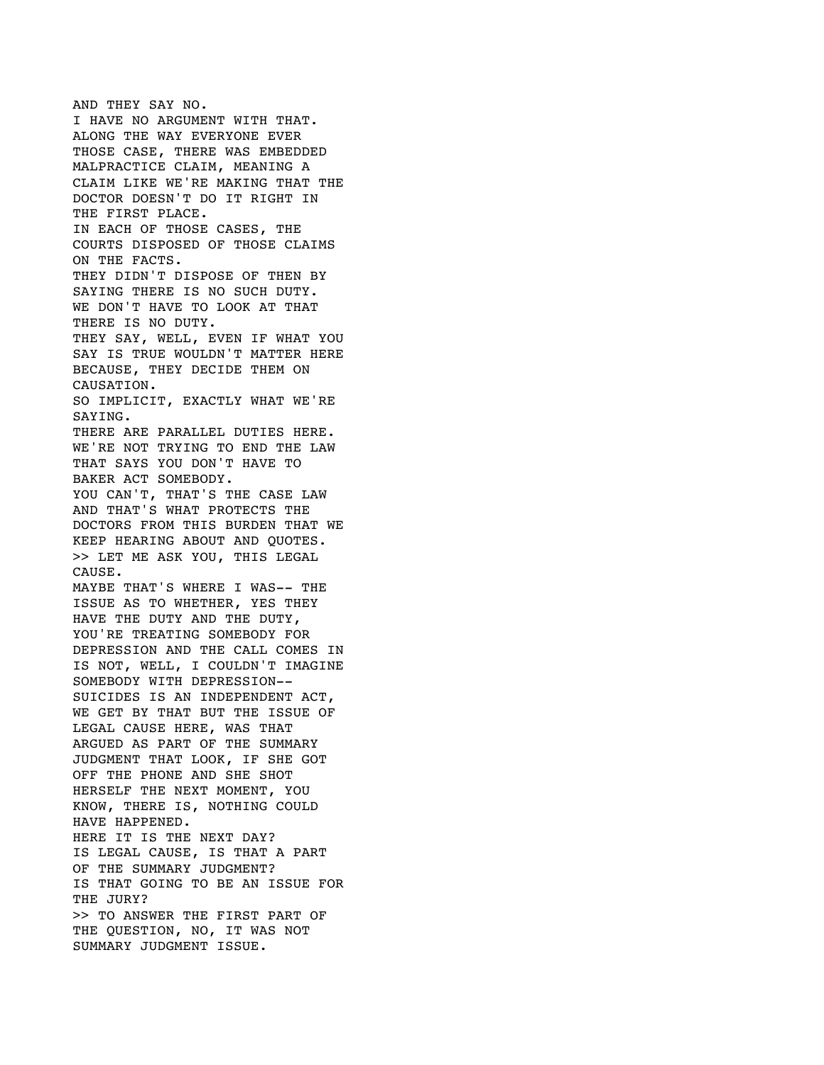AND THEY SAY NO.
I HAVE NO ARGUMENT WITH THAT.
ALONG THE WAY EVERYONE EVER
THOSE CASE, THERE WAS EMBEDDED
MALPRACTICE CLAIM, MEANING A
CLAIM LIKE WE'RE MAKING THAT THE
DOCTOR DOESN'T DO IT RIGHT IN
THE FIRST PLACE.
IN EACH OF THOSE CASES, THE
COURTS DISPOSED OF THOSE CLAIMS
ON THE FACTS.
THEY DIDN'T DISPOSE OF THEN BY
SAYING THERE IS NO SUCH DUTY.
WE DON'T HAVE TO LOOK AT THAT
THERE IS NO DUTY.
THEY SAY, WELL, EVEN IF WHAT YOU
SAY IS TRUE WOULDN'T MATTER HERE
BECAUSE, THEY DECIDE THEM ON
CAUSATION.
SO IMPLICIT, EXACTLY WHAT WE'RE
SAYING.
THERE ARE PARALLEL DUTIES HERE.
WE'RE NOT TRYING TO END THE LAW
THAT SAYS YOU DON'T HAVE TO
BAKER ACT SOMEBODY.
YOU CAN'T, THAT'S THE CASE LAW
AND THAT'S WHAT PROTECTS THE
DOCTORS FROM THIS BURDEN THAT WE
KEEP HEARING ABOUT AND QUOTES.
>> LET ME ASK YOU, THIS LEGAL
CAUSE.
MAYBE THAT'S WHERE I WAS-- THE
ISSUE AS TO WHETHER, YES THEY
HAVE THE DUTY AND THE DUTY,
YOU'RE TREATING SOMEBODY FOR
DEPRESSION AND THE CALL COMES IN
IS NOT, WELL, I COULDN'T IMAGINE
SOMEBODY WITH DEPRESSION--
SUICIDES IS AN INDEPENDENT ACT,
WE GET BY THAT BUT THE ISSUE OF
LEGAL CAUSE HERE, WAS THAT
ARGUED AS PART OF THE SUMMARY
JUDGMENT THAT LOOK, IF SHE GOT
OFF THE PHONE AND SHE SHOT
HERSELF THE NEXT MOMENT, YOU
KNOW, THERE IS, NOTHING COULD
HAVE HAPPENED.
HERE IT IS THE NEXT DAY?
IS LEGAL CAUSE, IS THAT A PART
OF THE SUMMARY JUDGMENT?
IS THAT GOING TO BE AN ISSUE FOR
THE JURY?
>> TO ANSWER THE FIRST PART OF
THE QUESTION, NO, IT WAS NOT
SUMMARY JUDGMENT ISSUE.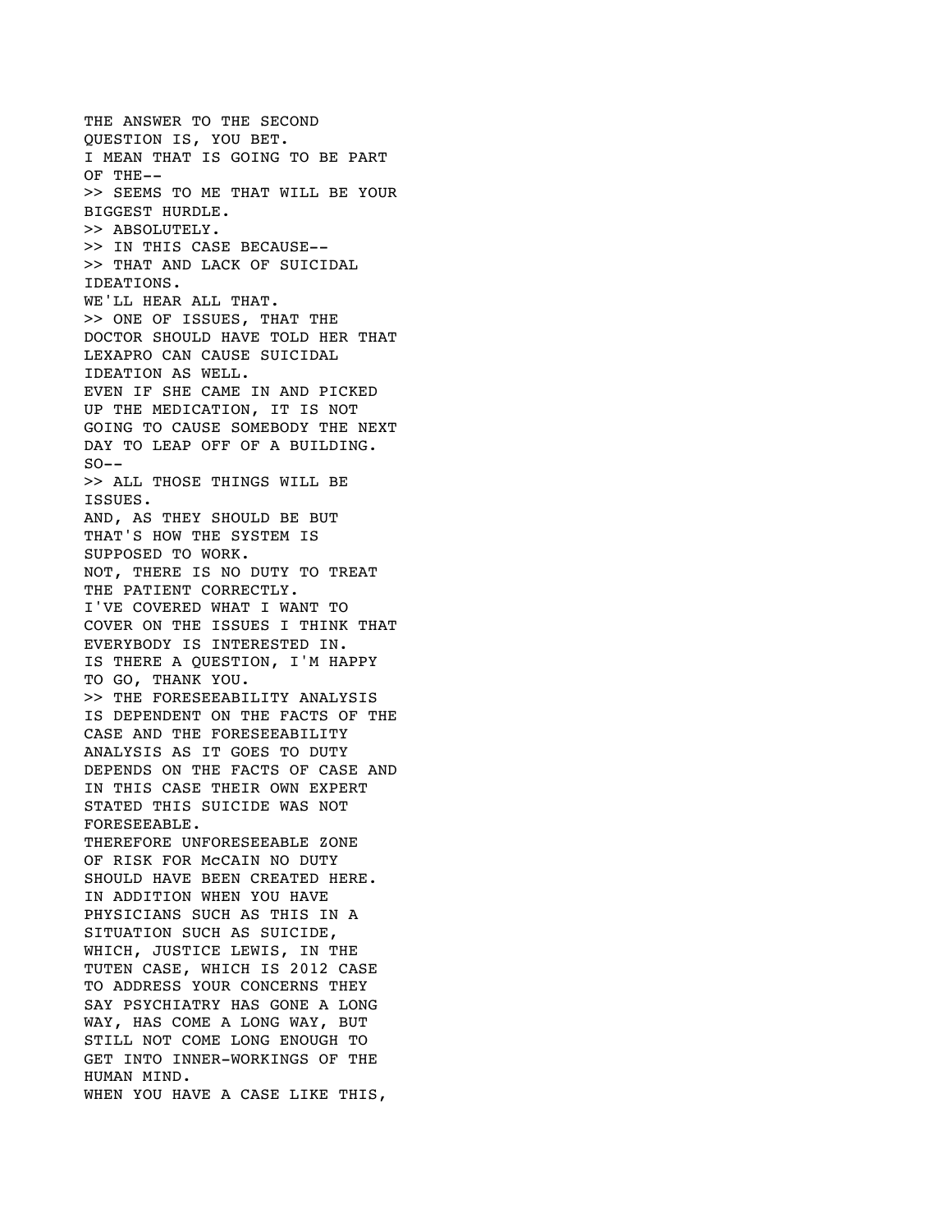THE ANSWER TO THE SECOND
QUESTION IS, YOU BET.
I MEAN THAT IS GOING TO BE PART
OF THE--
>> SEEMS TO ME THAT WILL BE YOUR
BIGGEST HURDLE.
>> ABSOLUTELY.
>> IN THIS CASE BECAUSE--
>> THAT AND LACK OF SUICIDAL
IDEATIONS.
WE'LL HEAR ALL THAT.
>> ONE OF ISSUES, THAT THE
DOCTOR SHOULD HAVE TOLD HER THAT
LEXAPRO CAN CAUSE SUICIDAL
IDEATION AS WELL.
EVEN IF SHE CAME IN AND PICKED
UP THE MEDICATION, IT IS NOT
GOING TO CAUSE SOMEBODY THE NEXT
DAY TO LEAP OFF OF A BUILDING.
SO--
>> ALL THOSE THINGS WILL BE
ISSUES.
AND, AS THEY SHOULD BE BUT
THAT'S HOW THE SYSTEM IS
SUPPOSED TO WORK.
NOT, THERE IS NO DUTY TO TREAT
THE PATIENT CORRECTLY.
I'VE COVERED WHAT I WANT TO
COVER ON THE ISSUES I THINK THAT
EVERYBODY IS INTERESTED IN.
IS THERE A QUESTION, I'M HAPPY
TO GO, THANK YOU.
>> THE FORESEEABILITY ANALYSIS
IS DEPENDENT ON THE FACTS OF THE
CASE AND THE FORESEEABILITY
ANALYSIS AS IT GOES TO DUTY
DEPENDS ON THE FACTS OF CASE AND
IN THIS CASE THEIR OWN EXPERT
STATED THIS SUICIDE WAS NOT
FORESEEABLE.
THEREFORE UNFORESEEABLE ZONE
OF RISK FOR McCAIN NO DUTY
SHOULD HAVE BEEN CREATED HERE.
IN ADDITION WHEN YOU HAVE
PHYSICIANS SUCH AS THIS IN A
SITUATION SUCH AS SUICIDE,
WHICH, JUSTICE LEWIS, IN THE
TUTEN CASE, WHICH IS 2012 CASE
TO ADDRESS YOUR CONCERNS THEY
SAY PSYCHIATRY HAS GONE A LONG
WAY, HAS COME A LONG WAY, BUT
STILL NOT COME LONG ENOUGH TO
GET INTO INNER-WORKINGS OF THE
HUMAN MIND.
WHEN YOU HAVE A CASE LIKE THIS,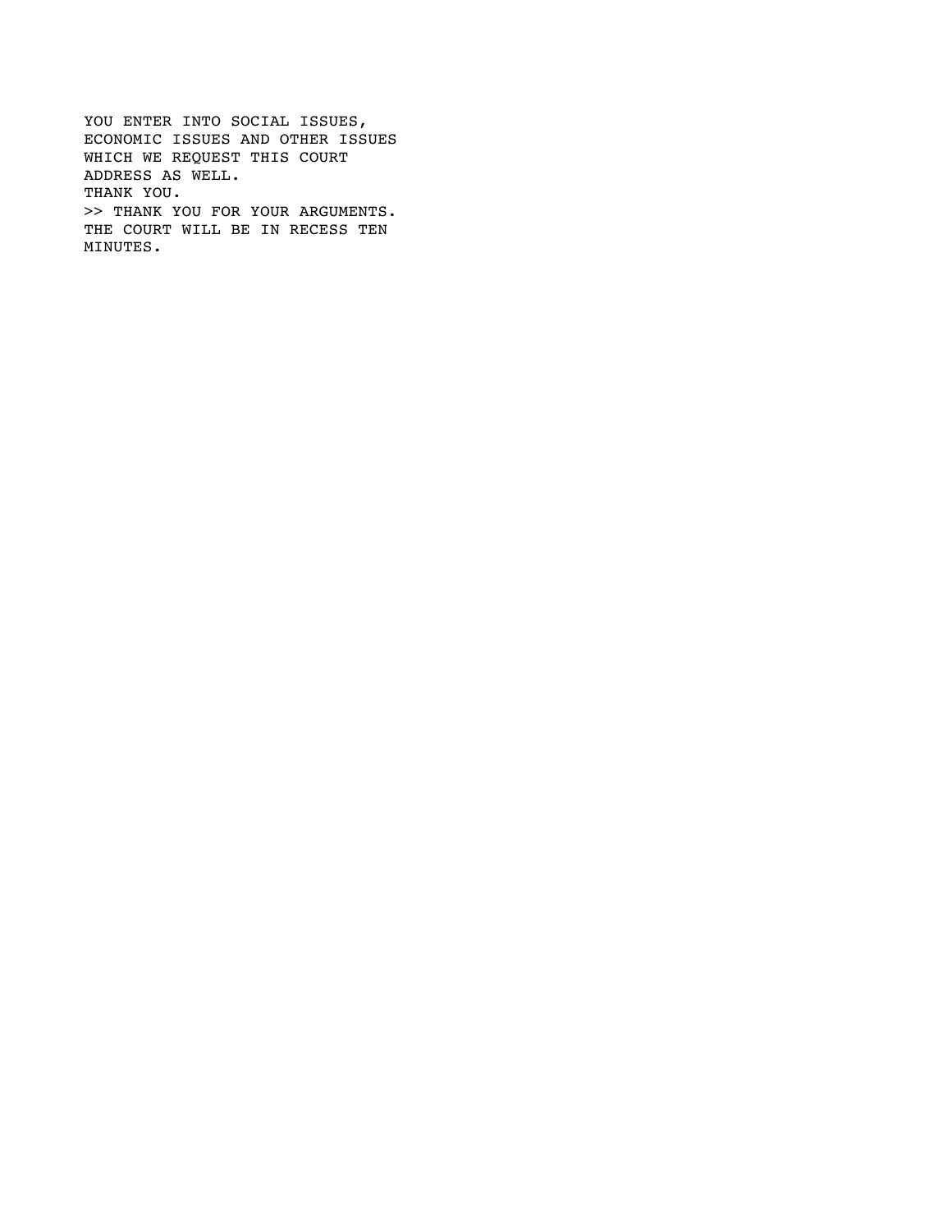YOU ENTER INTO SOCIAL ISSUES,
ECONOMIC ISSUES AND OTHER ISSUES
WHICH WE REQUEST THIS COURT
ADDRESS AS WELL.
THANK YOU.
>> THANK YOU FOR YOUR ARGUMENTS.
THE COURT WILL BE IN RECESS TEN
MINUTES.